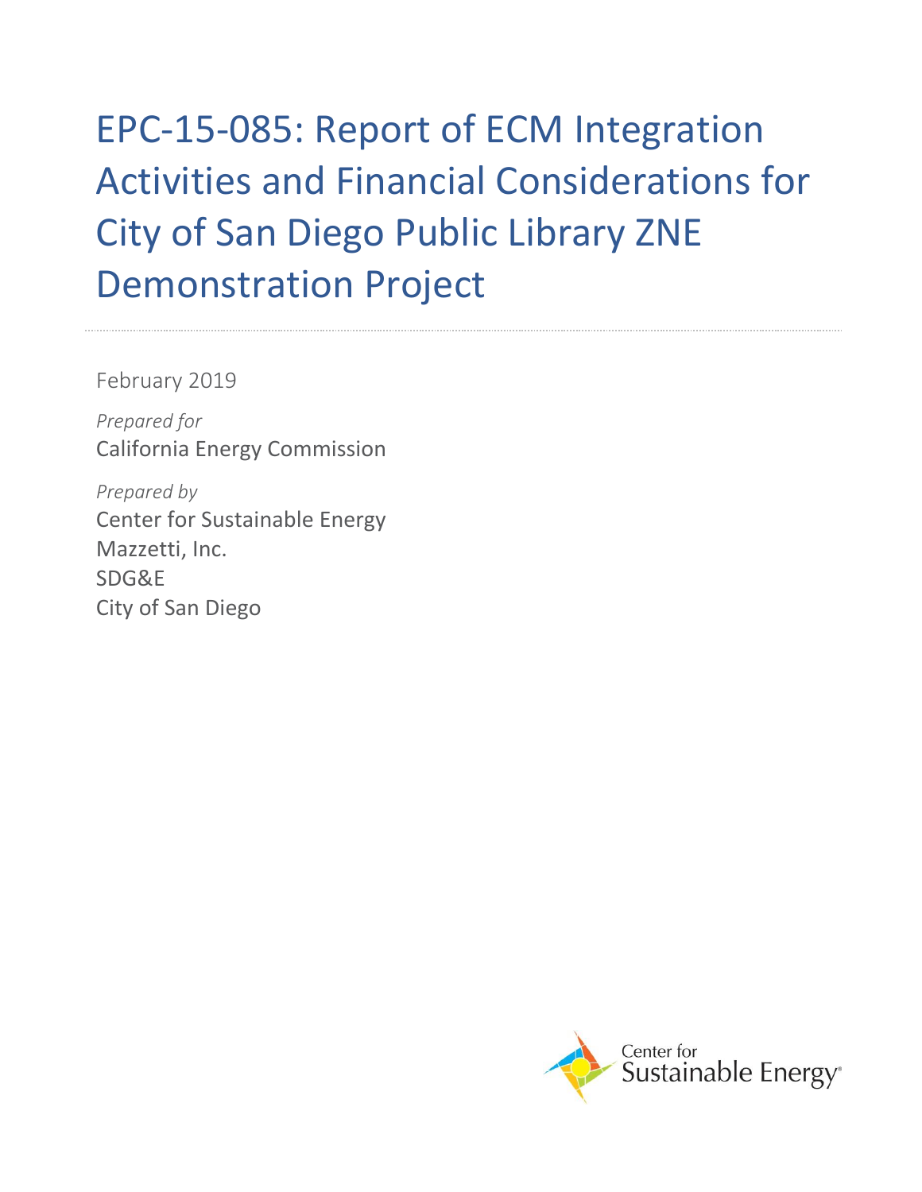# EPC-15-085: Report of ECM Integration Activities and Financial Considerations for City of San Diego Public Library ZNE Demonstration Project

February 2019

*Prepared for*
California Energy Commission

*Prepared by*
Center for Sustainable Energy
Mazzetti, Inc.
SDG&E
City of San Diego

Center for Sustainable Energy®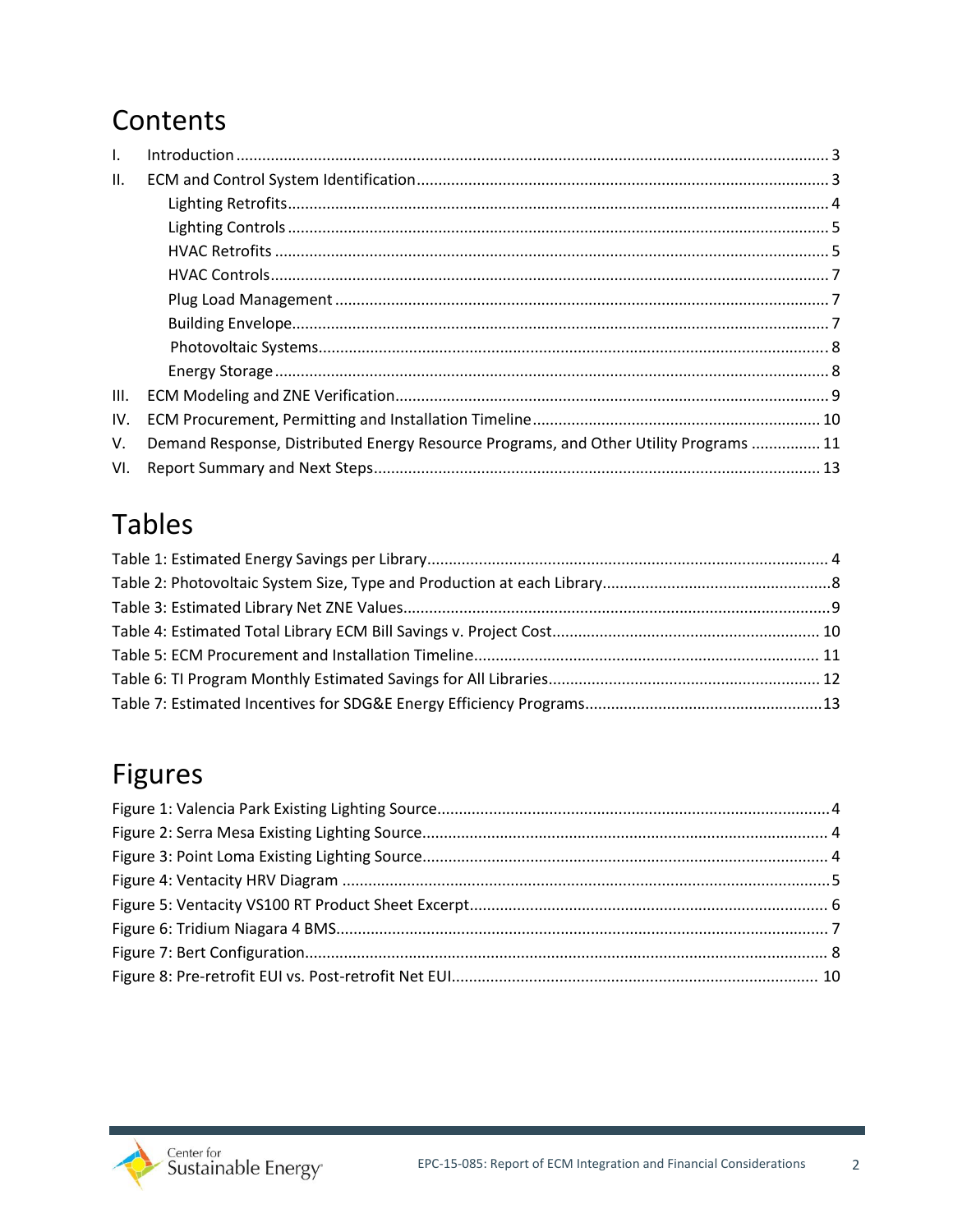# Contents

I. Introduction ........................................................................................................................ 3

II. ECM and Control System Identification ............................................................................... 3

- Lighting Retrofits ............................................................................................................ 4
- Lighting Controls ............................................................................................................ 5
- HVAC Retrofits ............................................................................................................... 5
- HVAC Controls ................................................................................................................ 7
- Plug Load Management ................................................................................................. 7
- Building Envelope ........................................................................................................... 7
- Photovoltaic Systems ..................................................................................................... 8
- Energy Storage ............................................................................................................... 8

III. ECM Modeling and ZNE Verification .................................................................................... 9

IV. ECM Procurement, Permitting and Installation Timeline ................................................... 10

V. Demand Response, Distributed Energy Resource Programs, and Other Utility Programs ................ 11

VI. Report Summary and Next Steps ....................................................................................... 13

# Tables

Table 1: Estimated Energy Savings per Library ............................................................................ 4

Table 2: Photovoltaic System Size, Type and Production at each Library ..................................... 8

Table 3: Estimated Library Net ZNE Values .................................................................................. 9

Table 4: Estimated Total Library ECM Bill Savings v. Project Cost ............................................. 10

Table 5: ECM Procurement and Installation Timeline ............................................................... 11

Table 6: TI Program Monthly Estimated Savings for All Libraries .............................................. 12

Table 7: Estimated Incentives for SDG&E Energy Efficiency Programs ...................................... 13

# Figures

Figure 1: Valencia Park Existing Lighting Source .......................................................................... 4

Figure 2: Serra Mesa Existing Lighting Source .............................................................................. 4

Figure 3: Point Loma Existing Lighting Source .............................................................................. 4

Figure 4: Ventacity HRV Diagram ................................................................................................. 5

Figure 5: Ventacity VS100 RT Product Sheet Excerpt .................................................................. 6

Figure 6: Tridium Niagara 4 BMS ................................................................................................. 7

Figure 7: Bert Configuration ........................................................................................................ 8

Figure 8: Pre-retrofit EUI vs. Post-retrofit Net EUI .................................................................... 10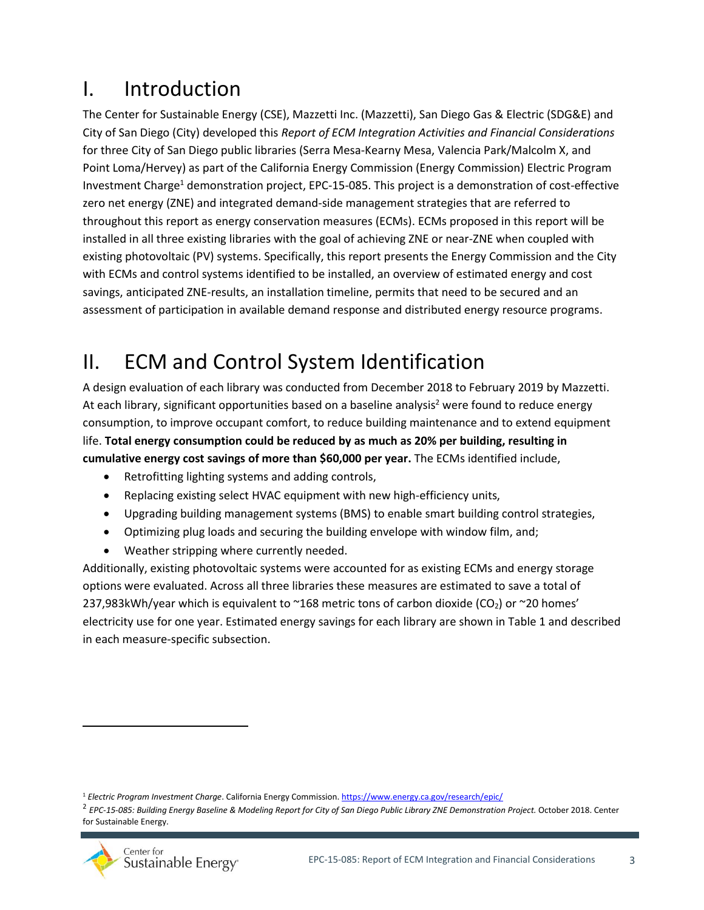# I. Introduction

The Center for Sustainable Energy (CSE), Mazzetti Inc. (Mazzetti), San Diego Gas & Electric (SDG&E) and City of San Diego (City) developed this *Report of ECM Integration Activities and Financial Considerations* for three City of San Diego public libraries (Serra Mesa-Kearny Mesa, Valencia Park/Malcolm X, and Point Loma/Hervey) as part of the California Energy Commission (Energy Commission) Electric Program Investment Charge[1] demonstration project, EPC-15-085. This project is a demonstration of cost-effective zero net energy (ZNE) and integrated demand-side management strategies that are referred to throughout this report as energy conservation measures (ECMs). ECMs proposed in this report will be installed in all three existing libraries with the goal of achieving ZNE or near-ZNE when coupled with existing photovoltaic (PV) systems. Specifically, this report presents the Energy Commission and the City with ECMs and control systems identified to be installed, an overview of estimated energy and cost savings, anticipated ZNE-results, an installation timeline, permits that need to be secured and an assessment of participation in available demand response and distributed energy resource programs.

# II. ECM and Control System Identification

A design evaluation of each library was conducted from December 2018 to February 2019 by Mazzetti. At each library, significant opportunities based on a baseline analysis[2] were found to reduce energy consumption, to improve occupant comfort, to reduce building maintenance and to extend equipment life. **Total energy consumption could be reduced by as much as 20% per building, resulting in cumulative energy cost savings of more than $60,000 per year.** The ECMs identified include,

- Retrofitting lighting systems and adding controls,
- Replacing existing select HVAC equipment with new high-efficiency units,
- Upgrading building management systems (BMS) to enable smart building control strategies,
- Optimizing plug loads and securing the building envelope with window film, and;
- Weather stripping where currently needed.

Additionally, existing photovoltaic systems were accounted for as existing ECMs and energy storage options were evaluated. Across all three libraries these measures are estimated to save a total of 237,983kWh/year which is equivalent to ~168 metric tons of carbon dioxide ($CO_2$) or ~20 homes' electricity use for one year. Estimated energy savings for each library are shown in Table 1 and described in each measure-specific subsection.

---

[1] *Electric Program Investment Charge*. California Energy Commission. https://www.energy.ca.gov/research/epic/

[2] *EPC-15-085: Building Energy Baseline & Modeling Report for City of San Diego Public Library ZNE Demonstration Project.* October 2018. Center for Sustainable Energy.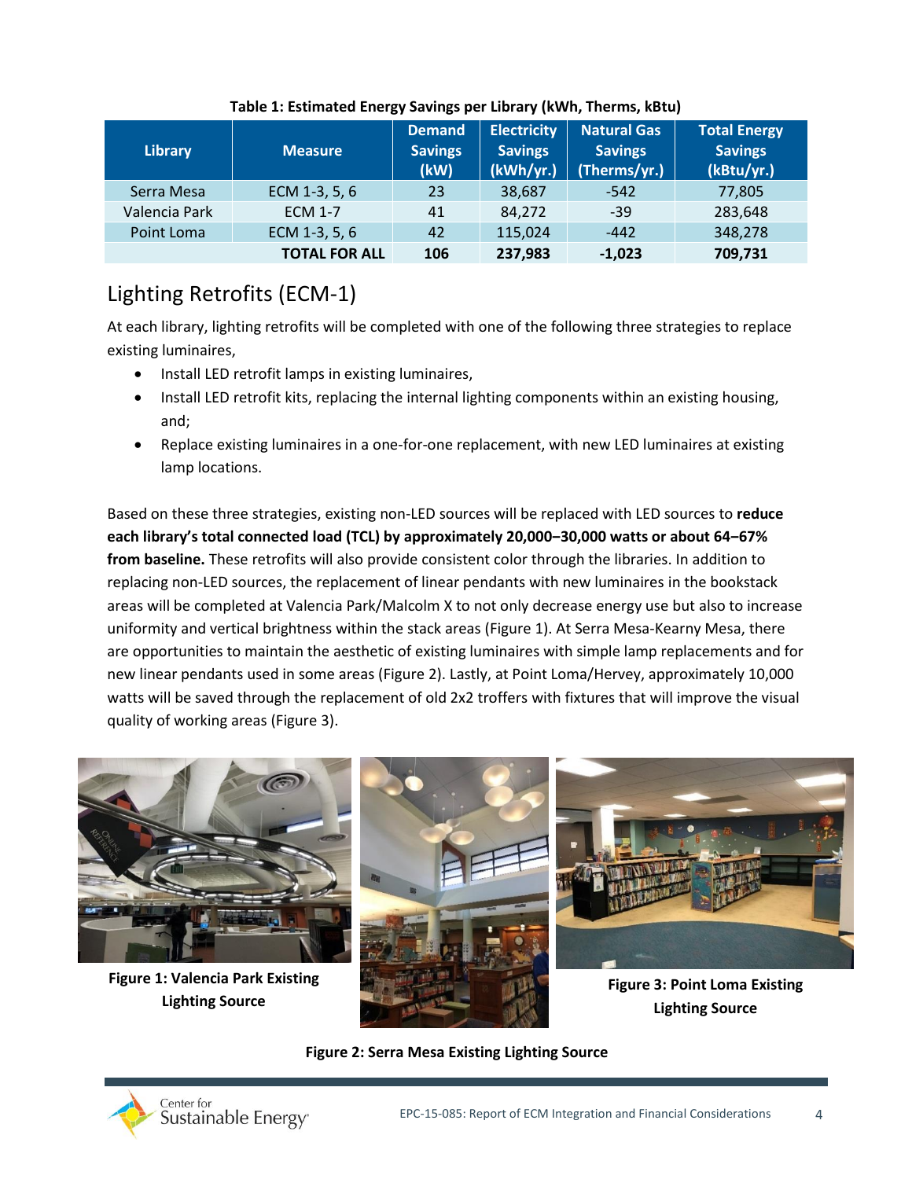**Table 1: Estimated Energy Savings per Library (kWh, Therms, kBtu)**

| Library | Measure | Demand Savings (kW) | Electricity Savings (kWh/yr.) | Natural Gas Savings (Therms/yr.) | Total Energy Savings (kBtu/yr.) |
|---|---|---|---|---|---|
| Serra Mesa | ECM 1-3, 5, 6 | 23 | 38,687 | -542 | 77,805 |
| Valencia Park | ECM 1-7 | 41 | 84,272 | -39 | 283,648 |
| Point Loma | ECM 1-3, 5, 6 | 42 | 115,024 | -442 | 348,278 |
| | **TOTAL FOR ALL** | **106** | **237,983** | **-1,023** | **709,731** |

## Lighting Retrofits (ECM-1)

At each library, lighting retrofits will be completed with one of the following three strategies to replace existing luminaires,

- Install LED retrofit lamps in existing luminaires,
- Install LED retrofit kits, replacing the internal lighting components within an existing housing, and;
- Replace existing luminaires in a one-for-one replacement, with new LED luminaires at existing lamp locations.

Based on these three strategies, existing non-LED sources will be replaced with LED sources to **reduce each library's total connected load (TCL) by approximately 20,000–30,000 watts or about 64–67% from baseline.** These retrofits will also provide consistent color through the libraries. In addition to replacing non-LED sources, the replacement of linear pendants with new luminaires in the bookstack areas will be completed at Valencia Park/Malcolm X to not only decrease energy use but also to increase uniformity and vertical brightness within the stack areas (Figure 1). At Serra Mesa-Kearny Mesa, there are opportunities to maintain the aesthetic of existing luminaires with simple lamp replacements and for new linear pendants used in some areas (Figure 2). Lastly, at Point Loma/Hervey, approximately 10,000 watts will be saved through the replacement of old 2x2 troffers with fixtures that will improve the visual quality of working areas (Figure 3).

**Figure 1: Valencia Park Existing Lighting Source**

**Figure 3: Point Loma Existing Lighting Source**

**Figure 2: Serra Mesa Existing Lighting Source**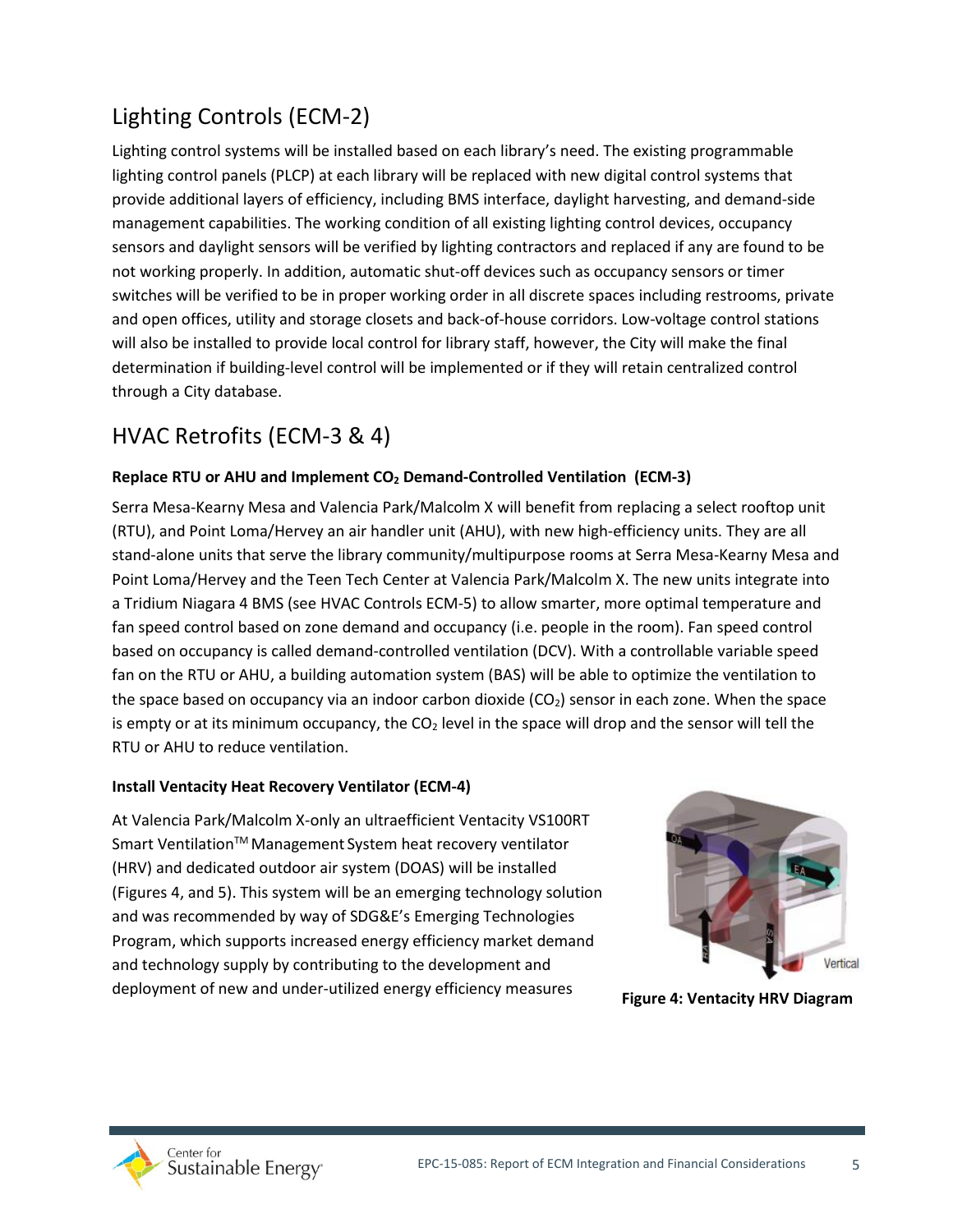## Lighting Controls (ECM-2)

Lighting control systems will be installed based on each library's need. The existing programmable lighting control panels (PLCP) at each library will be replaced with new digital control systems that provide additional layers of efficiency, including BMS interface, daylight harvesting, and demand-side management capabilities. The working condition of all existing lighting control devices, occupancy sensors and daylight sensors will be verified by lighting contractors and replaced if any are found to be not working properly. In addition, automatic shut-off devices such as occupancy sensors or timer switches will be verified to be in proper working order in all discrete spaces including restrooms, private and open offices, utility and storage closets and back-of-house corridors. Low-voltage control stations will also be installed to provide local control for library staff, however, the City will make the final determination if building-level control will be implemented or if they will retain centralized control through a City database.

## HVAC Retrofits (ECM-3 & 4)

**Replace RTU or AHU and Implement $CO_2$ Demand-Controlled Ventilation (ECM-3)**

Serra Mesa-Kearny Mesa and Valencia Park/Malcolm X will benefit from replacing a select rooftop unit (RTU), and Point Loma/Hervey an air handler unit (AHU), with new high-efficiency units. They are all stand-alone units that serve the library community/multipurpose rooms at Serra Mesa-Kearny Mesa and Point Loma/Hervey and the Teen Tech Center at Valencia Park/Malcolm X. The new units integrate into a Tridium Niagara 4 BMS (see HVAC Controls ECM-5) to allow smarter, more optimal temperature and fan speed control based on zone demand and occupancy (i.e. people in the room). Fan speed control based on occupancy is called demand-controlled ventilation (DCV). With a controllable variable speed fan on the RTU or AHU, a building automation system (BAS) will be able to optimize the ventilation to the space based on occupancy via an indoor carbon dioxide ($CO_2$) sensor in each zone. When the space is empty or at its minimum occupancy, the $CO_2$ level in the space will drop and the sensor will tell the RTU or AHU to reduce ventilation.

**Install Ventacity Heat Recovery Ventilator (ECM-4)**

At Valencia Park/Malcolm X-only an ultraefficient Ventacity VS100RT Smart Ventilation™ Management System heat recovery ventilator (HRV) and dedicated outdoor air system (DOAS) will be installed (Figures 4, and 5). This system will be an emerging technology solution and was recommended by way of SDG&E's Emerging Technologies Program, which supports increased energy efficiency market demand and technology supply by contributing to the development and deployment of new and under-utilized energy efficiency measures

**Figure 4: Ventacity HRV Diagram**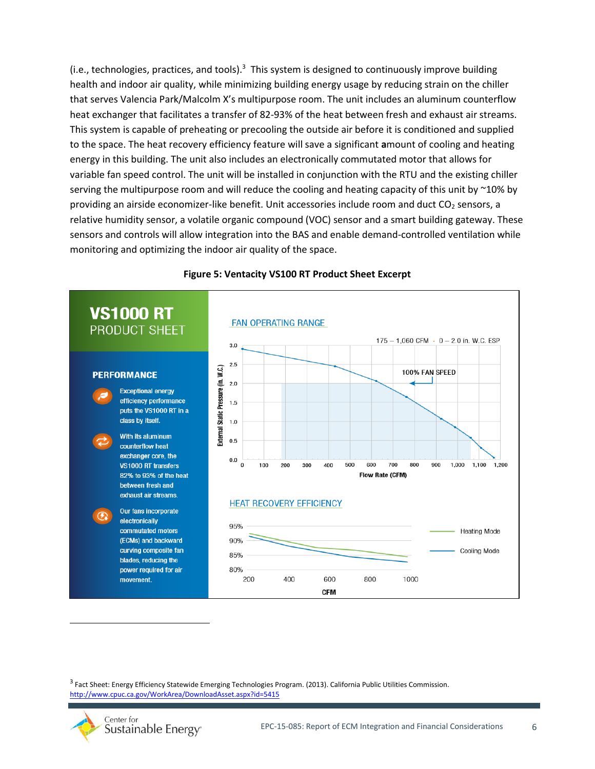(i.e., technologies, practices, and tools).[3] This system is designed to continuously improve building health and indoor air quality, while minimizing building energy usage by reducing strain on the chiller that serves Valencia Park/Malcolm X's multipurpose room. The unit includes an aluminum counterflow heat exchanger that facilitates a transfer of 82-93% of the heat between fresh and exhaust air streams. This system is capable of preheating or precooling the outside air before it is conditioned and supplied to the space. The heat recovery efficiency feature will save a significant amount of cooling and heating energy in this building. The unit also includes an electronically commutated motor that allows for variable fan speed control. The unit will be installed in conjunction with the RTU and the existing chiller serving the multipurpose room and will reduce the cooling and heating capacity of this unit by ~10% by providing an airside economizer-like benefit. Unit accessories include room and duct $CO_2$ sensors, a relative humidity sensor, a volatile organic compound (VOC) sensor and a smart building gateway. These sensors and controls will allow integration into the BAS and enable demand-controlled ventilation while monitoring and optimizing the indoor air quality of the space.

**Figure 5: Ventacity VS100 RT Product Sheet Excerpt**

**VS1000 RT**
PRODUCT SHEET

**PERFORMANCE**

- Exceptional energy efficiency performance puts the VS1000 RT in a class by itself.
- With its aluminum counterflow heat exchanger core, the VS1000 RT transfers 82% to 93% of the heat between fresh and exhaust air streams.
- Our fans incorporate electronically commutated motors (ECMs) and backward curving composite fan blades, reducing the power required for air movement.

FAN OPERATING RANGE

175 – 1,060 CFM · 0 – 2.0 in. W.C. ESP

100% FAN SPEED

External Static Pressure (in. W.C.) vs. Flow Rate (CFM)

HEAT RECOVERY EFFICIENCY

Heating Mode / Cooling Mode

CFM

[3] Fact Sheet: Energy Efficiency Statewide Emerging Technologies Program. (2013). California Public Utilities Commission. http://www.cpuc.ca.gov/WorkArea/DownloadAsset.aspx?id=5415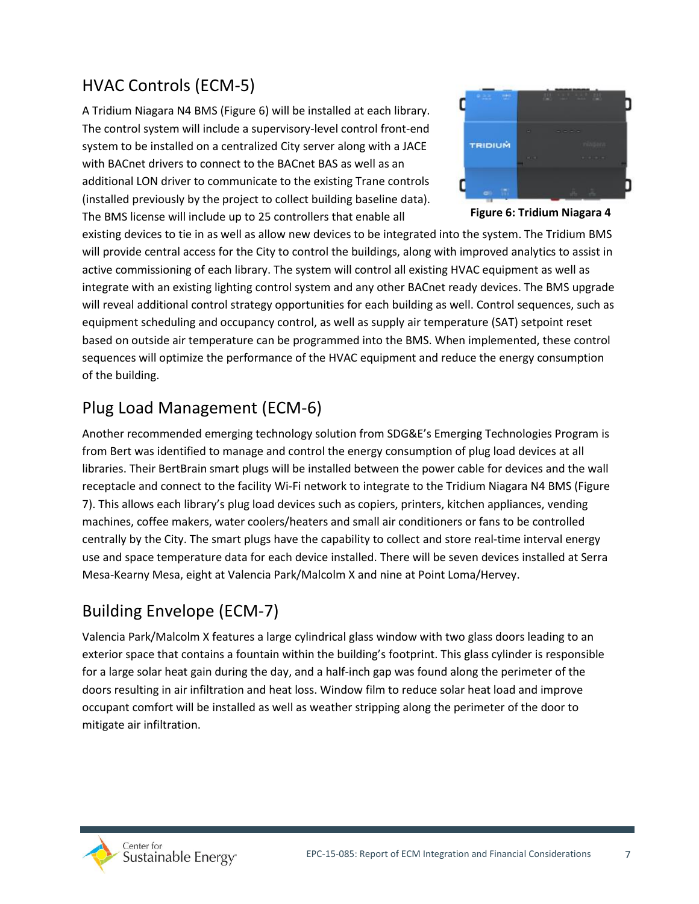## HVAC Controls (ECM-5)

A Tridium Niagara N4 BMS (Figure 6) will be installed at each library. The control system will include a supervisory-level control front-end system to be installed on a centralized City server along with a JACE with BACnet drivers to connect to the BACnet BAS as well as an additional LON driver to communicate to the existing Trane controls (installed previously by the project to collect building baseline data). The BMS license will include up to 25 controllers that enable all existing devices to tie in as well as allow new devices to be integrated into the system. The Tridium BMS will provide central access for the City to control the buildings, along with improved analytics to assist in active commissioning of each library. The system will control all existing HVAC equipment as well as integrate with an existing lighting control system and any other BACnet ready devices. The BMS upgrade will reveal additional control strategy opportunities for each building as well. Control sequences, such as equipment scheduling and occupancy control, as well as supply air temperature (SAT) setpoint reset based on outside air temperature can be programmed into the BMS. When implemented, these control sequences will optimize the performance of the HVAC equipment and reduce the energy consumption of the building.

**Figure 6: Tridium Niagara 4**

## Plug Load Management (ECM-6)

Another recommended emerging technology solution from SDG&E's Emerging Technologies Program is from Bert was identified to manage and control the energy consumption of plug load devices at all libraries. Their BertBrain smart plugs will be installed between the power cable for devices and the wall receptacle and connect to the facility Wi-Fi network to integrate to the Tridium Niagara N4 BMS (Figure 7). This allows each library's plug load devices such as copiers, printers, kitchen appliances, vending machines, coffee makers, water coolers/heaters and small air conditioners or fans to be controlled centrally by the City. The smart plugs have the capability to collect and store real-time interval energy use and space temperature data for each device installed. There will be seven devices installed at Serra Mesa-Kearny Mesa, eight at Valencia Park/Malcolm X and nine at Point Loma/Hervey.

## Building Envelope (ECM-7)

Valencia Park/Malcolm X features a large cylindrical glass window with two glass doors leading to an exterior space that contains a fountain within the building's footprint. This glass cylinder is responsible for a large solar heat gain during the day, and a half-inch gap was found along the perimeter of the doors resulting in air infiltration and heat loss. Window film to reduce solar heat load and improve occupant comfort will be installed as well as weather stripping along the perimeter of the door to mitigate air infiltration.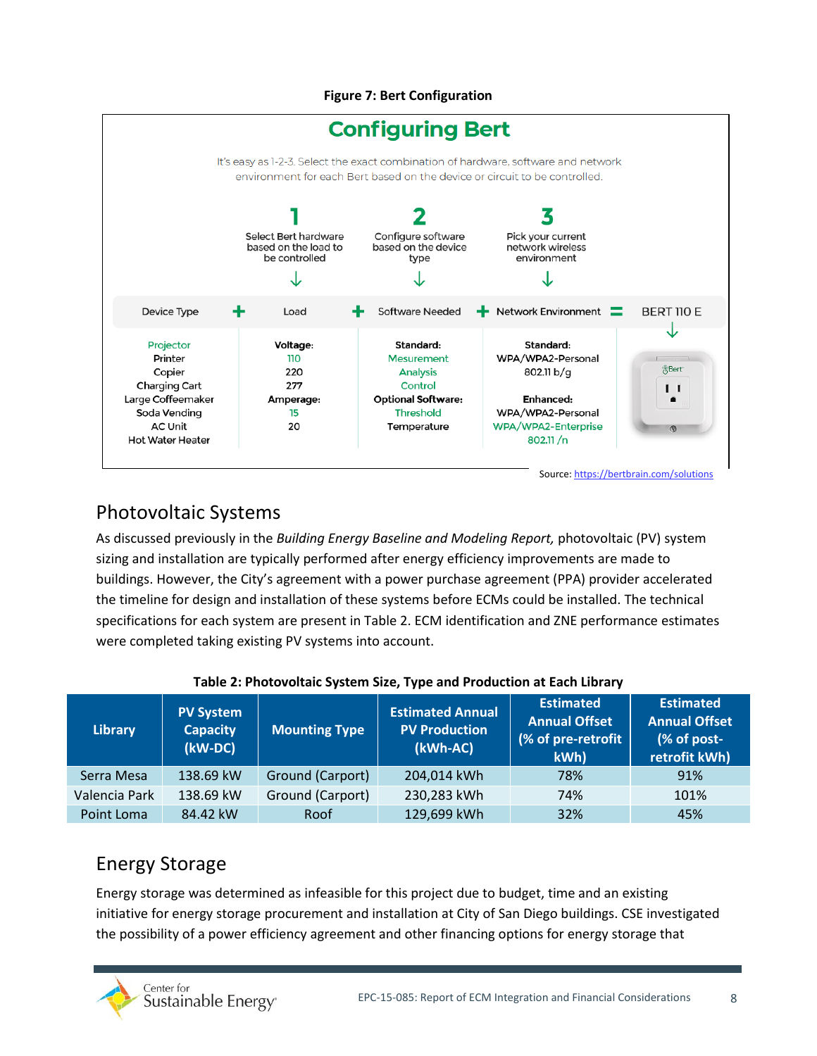**Figure 7: Bert Configuration**

## Configuring Bert

It's easy as 1-2-3. Select the exact combination of hardware, software and network environment for each Bert based on the device or circuit to be controlled.

**1** Select Bert hardware based on the load to be controlled

**2** Configure software based on the device type

**3** Pick your current network wireless environment

| Device Type | + Load | + Software Needed | + Network Environment | = BERT 110 E |
|---|---|---|---|---|
| Projector<br>Printer<br>Copier<br>Charging Cart<br>Large Coffeemaker<br>Soda Vending<br>AC Unit<br>Hot Water Heater | **Voltage:**<br>110<br>220<br>277<br>**Amperage:**<br>15<br>20 | **Standard:**<br>Mesurement<br>Analysis<br>Control<br>**Optional Software:**<br>Threshold<br>Temperature | **Standard:**<br>WPA/WPA2-Personal<br>802.11 b/g<br><br>**Enhanced:**<br>WPA/WPA2-Personal<br>WPA/WPA2-Enterprise<br>802.11 /n | |

Source: https://bertbrain.com/solutions

## Photovoltaic Systems

As discussed previously in the *Building Energy Baseline and Modeling Report,* photovoltaic (PV) system sizing and installation are typically performed after energy efficiency improvements are made to buildings. However, the City's agreement with a power purchase agreement (PPA) provider accelerated the timeline for design and installation of these systems before ECMs could be installed. The technical specifications for each system are present in Table 2. ECM identification and ZNE performance estimates were completed taking existing PV systems into account.

**Table 2: Photovoltaic System Size, Type and Production at Each Library**

| Library | PV System Capacity (kW-DC) | Mounting Type | Estimated Annual PV Production (kWh-AC) | Estimated Annual Offset (% of pre-retrofit kWh) | Estimated Annual Offset (% of post-retrofit kWh) |
|---|---|---|---|---|---|
| Serra Mesa | 138.69 kW | Ground (Carport) | 204,014 kWh | 78% | 91% |
| Valencia Park | 138.69 kW | Ground (Carport) | 230,283 kWh | 74% | 101% |
| Point Loma | 84.42 kW | Roof | 129,699 kWh | 32% | 45% |

## Energy Storage

Energy storage was determined as infeasible for this project due to budget, time and an existing initiative for energy storage procurement and installation at City of San Diego buildings. CSE investigated the possibility of a power efficiency agreement and other financing options for energy storage that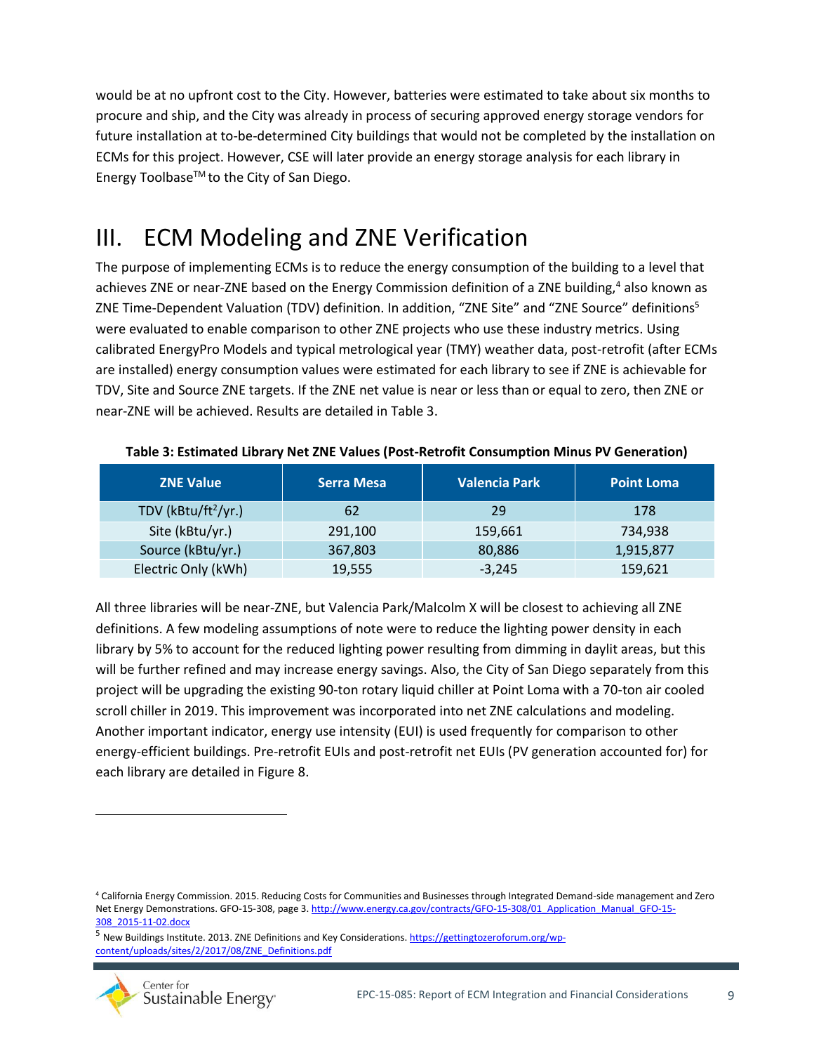would be at no upfront cost to the City. However, batteries were estimated to take about six months to procure and ship, and the City was already in process of securing approved energy storage vendors for future installation at to-be-determined City buildings that would not be completed by the installation on ECMs for this project. However, CSE will later provide an energy storage analysis for each library in Energy Toolbase™ to the City of San Diego.

# III. ECM Modeling and ZNE Verification

The purpose of implementing ECMs is to reduce the energy consumption of the building to a level that achieves ZNE or near-ZNE based on the Energy Commission definition of a ZNE building,[4] also known as ZNE Time-Dependent Valuation (TDV) definition. In addition, "ZNE Site" and "ZNE Source" definitions[5] were evaluated to enable comparison to other ZNE projects who use these industry metrics. Using calibrated EnergyPro Models and typical metrological year (TMY) weather data, post-retrofit (after ECMs are installed) energy consumption values were estimated for each library to see if ZNE is achievable for TDV, Site and Source ZNE targets. If the ZNE net value is near or less than or equal to zero, then ZNE or near-ZNE will be achieved. Results are detailed in Table 3.

**Table 3: Estimated Library Net ZNE Values (Post-Retrofit Consumption Minus PV Generation)**

| ZNE Value | Serra Mesa | Valencia Park | Point Loma |
|---|---|---|---|
| TDV (kBtu/ft$^2$/yr.) | 62 | 29 | 178 |
| Site (kBtu/yr.) | 291,100 | 159,661 | 734,938 |
| Source (kBtu/yr.) | 367,803 | 80,886 | 1,915,877 |
| Electric Only (kWh) | 19,555 | -3,245 | 159,621 |

All three libraries will be near-ZNE, but Valencia Park/Malcolm X will be closest to achieving all ZNE definitions. A few modeling assumptions of note were to reduce the lighting power density in each library by 5% to account for the reduced lighting power resulting from dimming in daylit areas, but this will be further refined and may increase energy savings. Also, the City of San Diego separately from this project will be upgrading the existing 90-ton rotary liquid chiller at Point Loma with a 70-ton air cooled scroll chiller in 2019. This improvement was incorporated into net ZNE calculations and modeling. Another important indicator, energy use intensity (EUI) is used frequently for comparison to other energy-efficient buildings. Pre-retrofit EUIs and post-retrofit net EUIs (PV generation accounted for) for each library are detailed in Figure 8.

---

[4] California Energy Commission. 2015. Reducing Costs for Communities and Businesses through Integrated Demand-side management and Zero Net Energy Demonstrations. GFO-15-308, page 3. http://www.energy.ca.gov/contracts/GFO-15-308/01_Application_Manual_GFO-15-308_2015-11-02.docx

[5] New Buildings Institute. 2013. ZNE Definitions and Key Considerations. https://gettingtozeroforum.org/wp-content/uploads/sites/2/2017/08/ZNE_Definitions.pdf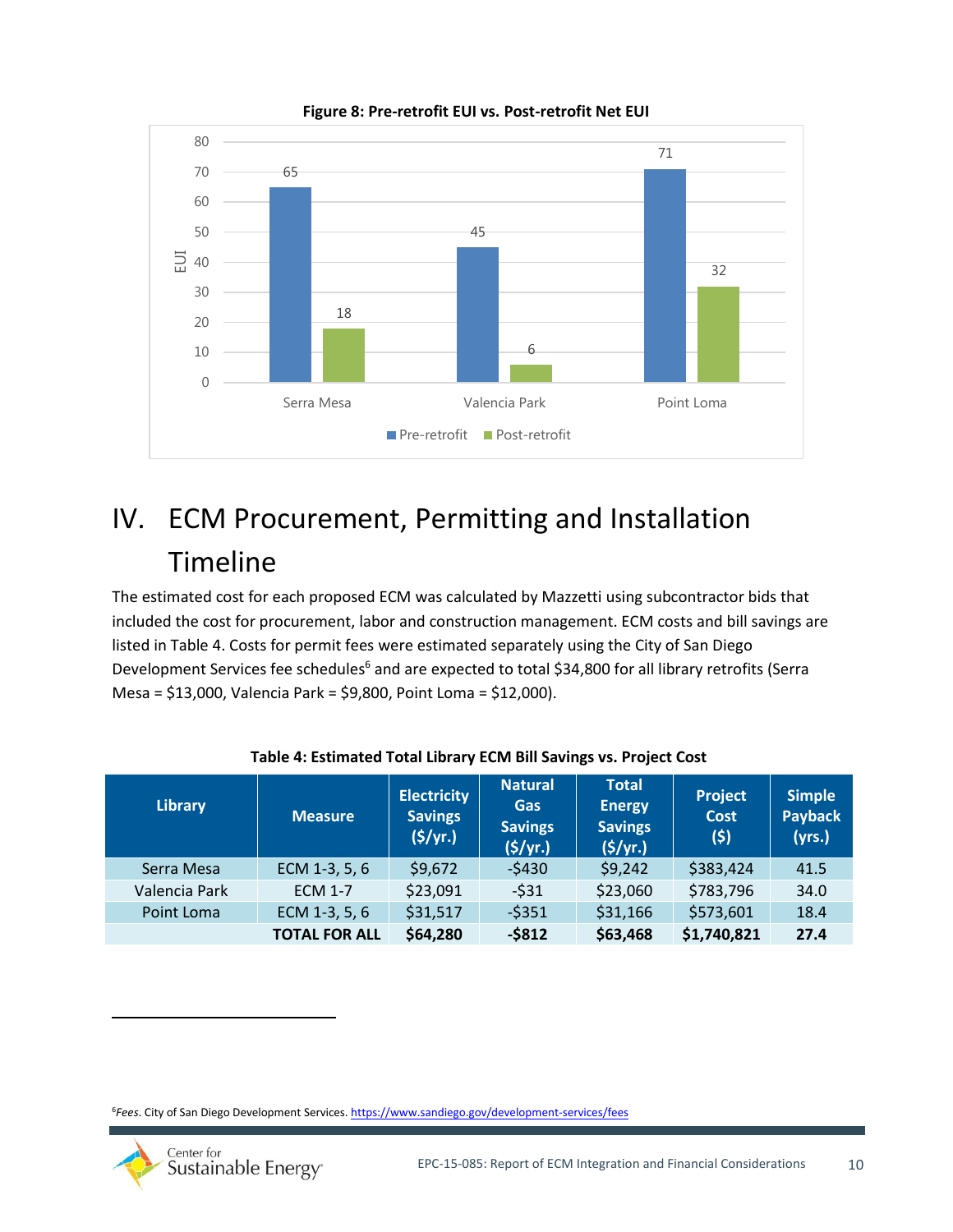**Figure 8: Pre-retrofit EUI vs. Post-retrofit Net EUI**

| | Pre-retrofit | Post-retrofit |
|---|---|---|
| Serra Mesa | 65 | 18 |
| Valencia Park | 45 | 6 |
| Point Loma | 71 | 32 |

# IV. ECM Procurement, Permitting and Installation Timeline

The estimated cost for each proposed ECM was calculated by Mazzetti using subcontractor bids that included the cost for procurement, labor and construction management. ECM costs and bill savings are listed in Table 4. Costs for permit fees were estimated separately using the City of San Diego Development Services fee schedules[6] and are expected to total $34,800 for all library retrofits (Serra Mesa = $13,000, Valencia Park = $9,800, Point Loma = $12,000).

**Table 4: Estimated Total Library ECM Bill Savings vs. Project Cost**

| Library | Measure | Electricity Savings ($/yr.) | Natural Gas Savings ($/yr.) | Total Energy Savings ($/yr.) | Project Cost ($) | Simple Payback (yrs.) |
|---|---|---|---|---|---|---|
| Serra Mesa | ECM 1-3, 5, 6 | $9,672 | -$430 | $9,242 | $383,424 | 41.5 |
| Valencia Park | ECM 1-7 | $23,091 | -$31 | $23,060 | $783,796 | 34.0 |
| Point Loma | ECM 1-3, 5, 6 | $31,517 | -$351 | $31,166 | $573,601 | 18.4 |
| | **TOTAL FOR ALL** | **$64,280** | **-$812** | **$63,468** | **$1,740,821** | **27.4** |

[6] *Fees*. City of San Diego Development Services. https://www.sandiego.gov/development-services/fees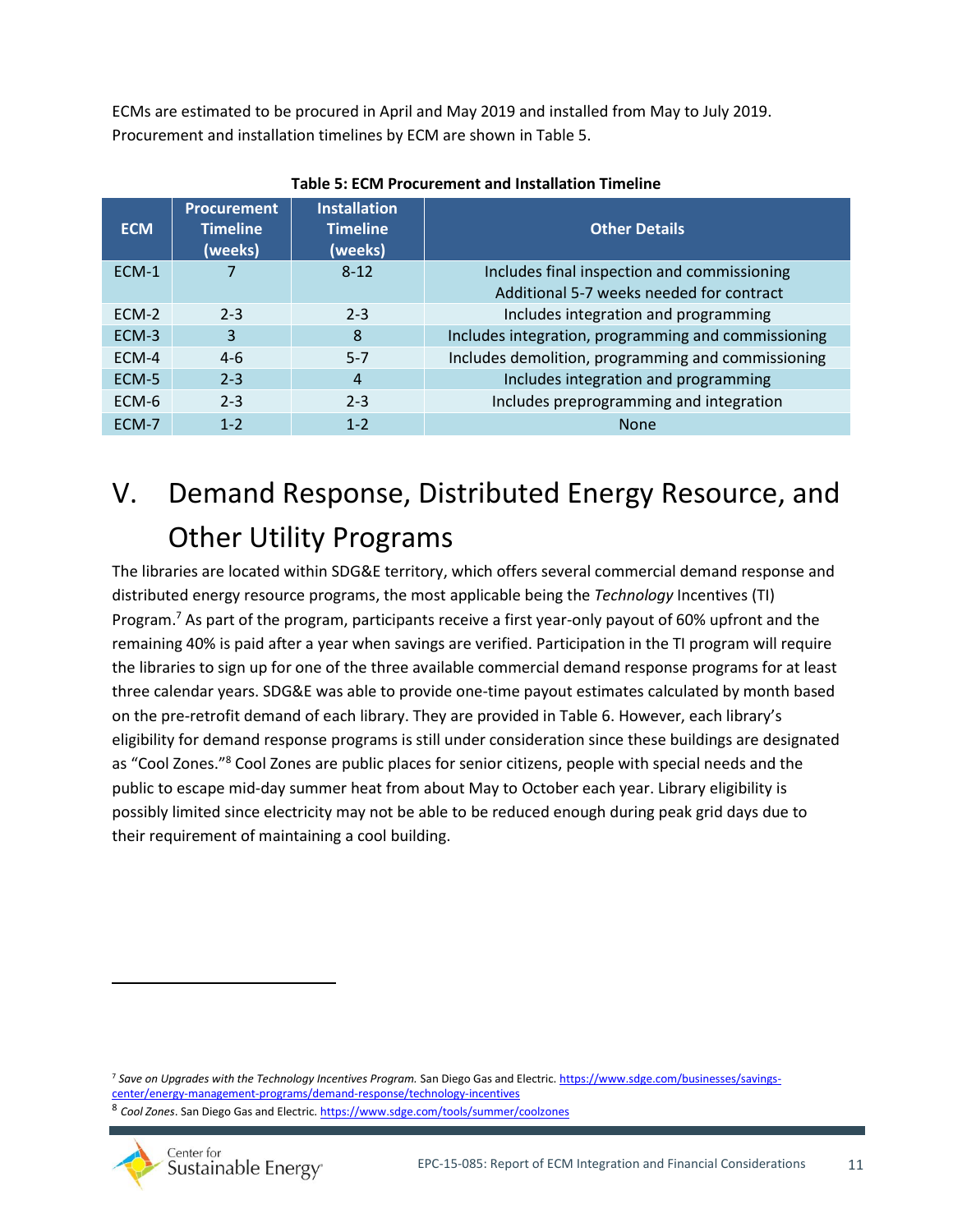ECMs are estimated to be procured in April and May 2019 and installed from May to July 2019. Procurement and installation timelines by ECM are shown in Table 5.

**Table 5: ECM Procurement and Installation Timeline**

| ECM | Procurement Timeline (weeks) | Installation Timeline (weeks) | Other Details |
|---|---|---|---|
| ECM-1 | 7 | 8-12 | Includes final inspection and commissioning<br>Additional 5-7 weeks needed for contract |
| ECM-2 | 2-3 | 2-3 | Includes integration and programming |
| ECM-3 | 3 | 8 | Includes integration, programming and commissioning |
| ECM-4 | 4-6 | 5-7 | Includes demolition, programming and commissioning |
| ECM-5 | 2-3 | 4 | Includes integration and programming |
| ECM-6 | 2-3 | 2-3 | Includes preprogramming and integration |
| ECM-7 | 1-2 | 1-2 | None |

# V. Demand Response, Distributed Energy Resource, and Other Utility Programs

The libraries are located within SDG&E territory, which offers several commercial demand response and distributed energy resource programs, the most applicable being the *Technology* Incentives (TI) Program.[7] As part of the program, participants receive a first year-only payout of 60% upfront and the remaining 40% is paid after a year when savings are verified. Participation in the TI program will require the libraries to sign up for one of the three available commercial demand response programs for at least three calendar years. SDG&E was able to provide one-time payout estimates calculated by month based on the pre-retrofit demand of each library. They are provided in Table 6. However, each library's eligibility for demand response programs is still under consideration since these buildings are designated as "Cool Zones."[8] Cool Zones are public places for senior citizens, people with special needs and the public to escape mid-day summer heat from about May to October each year. Library eligibility is possibly limited since electricity may not be able to be reduced enough during peak grid days due to their requirement of maintaining a cool building.

---

[7] *Save on Upgrades with the Technology Incentives Program.* San Diego Gas and Electric. https://www.sdge.com/businesses/savings-center/energy-management-programs/demand-response/technology-incentives

[8] *Cool Zones*. San Diego Gas and Electric. https://www.sdge.com/tools/summer/coolzones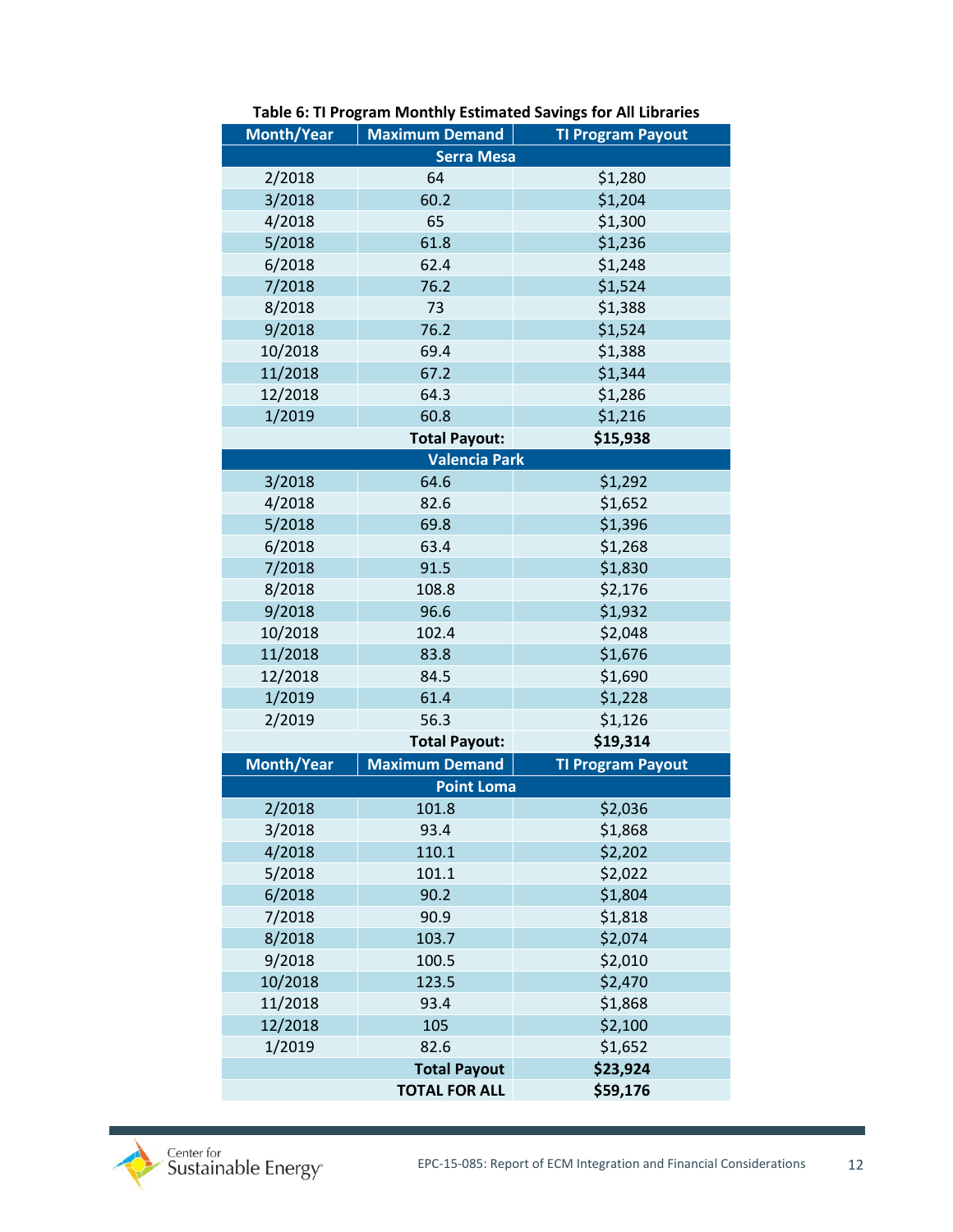**Table 6: TI Program Monthly Estimated Savings for All Libraries**

| Month/Year | Maximum Demand | TI Program Payout |
|---|---|---|
| **Serra Mesa** | | |
| 2/2018 | 64 | $1,280 |
| 3/2018 | 60.2 | $1,204 |
| 4/2018 | 65 | $1,300 |
| 5/2018 | 61.8 | $1,236 |
| 6/2018 | 62.4 | $1,248 |
| 7/2018 | 76.2 | $1,524 |
| 8/2018 | 73 | $1,388 |
| 9/2018 | 76.2 | $1,524 |
| 10/2018 | 69.4 | $1,388 |
| 11/2018 | 67.2 | $1,344 |
| 12/2018 | 64.3 | $1,286 |
| 1/2019 | 60.8 | $1,216 |
| | **Total Payout:** | **$15,938** |
| **Valencia Park** | | |
| 3/2018 | 64.6 | $1,292 |
| 4/2018 | 82.6 | $1,652 |
| 5/2018 | 69.8 | $1,396 |
| 6/2018 | 63.4 | $1,268 |
| 7/2018 | 91.5 | $1,830 |
| 8/2018 | 108.8 | $2,176 |
| 9/2018 | 96.6 | $1,932 |
| 10/2018 | 102.4 | $2,048 |
| 11/2018 | 83.8 | $1,676 |
| 12/2018 | 84.5 | $1,690 |
| 1/2019 | 61.4 | $1,228 |
| 2/2019 | 56.3 | $1,126 |
| | **Total Payout:** | **$19,314** |
| **Month/Year** | **Maximum Demand** | **TI Program Payout** |
| **Point Loma** | | |
| 2/2018 | 101.8 | $2,036 |
| 3/2018 | 93.4 | $1,868 |
| 4/2018 | 110.1 | $2,202 |
| 5/2018 | 101.1 | $2,022 |
| 6/2018 | 90.2 | $1,804 |
| 7/2018 | 90.9 | $1,818 |
| 8/2018 | 103.7 | $2,074 |
| 9/2018 | 100.5 | $2,010 |
| 10/2018 | 123.5 | $2,470 |
| 11/2018 | 93.4 | $1,868 |
| 12/2018 | 105 | $2,100 |
| 1/2019 | 82.6 | $1,652 |
| | **Total Payout** | **$23,924** |
| | **TOTAL FOR ALL** | **$59,176** |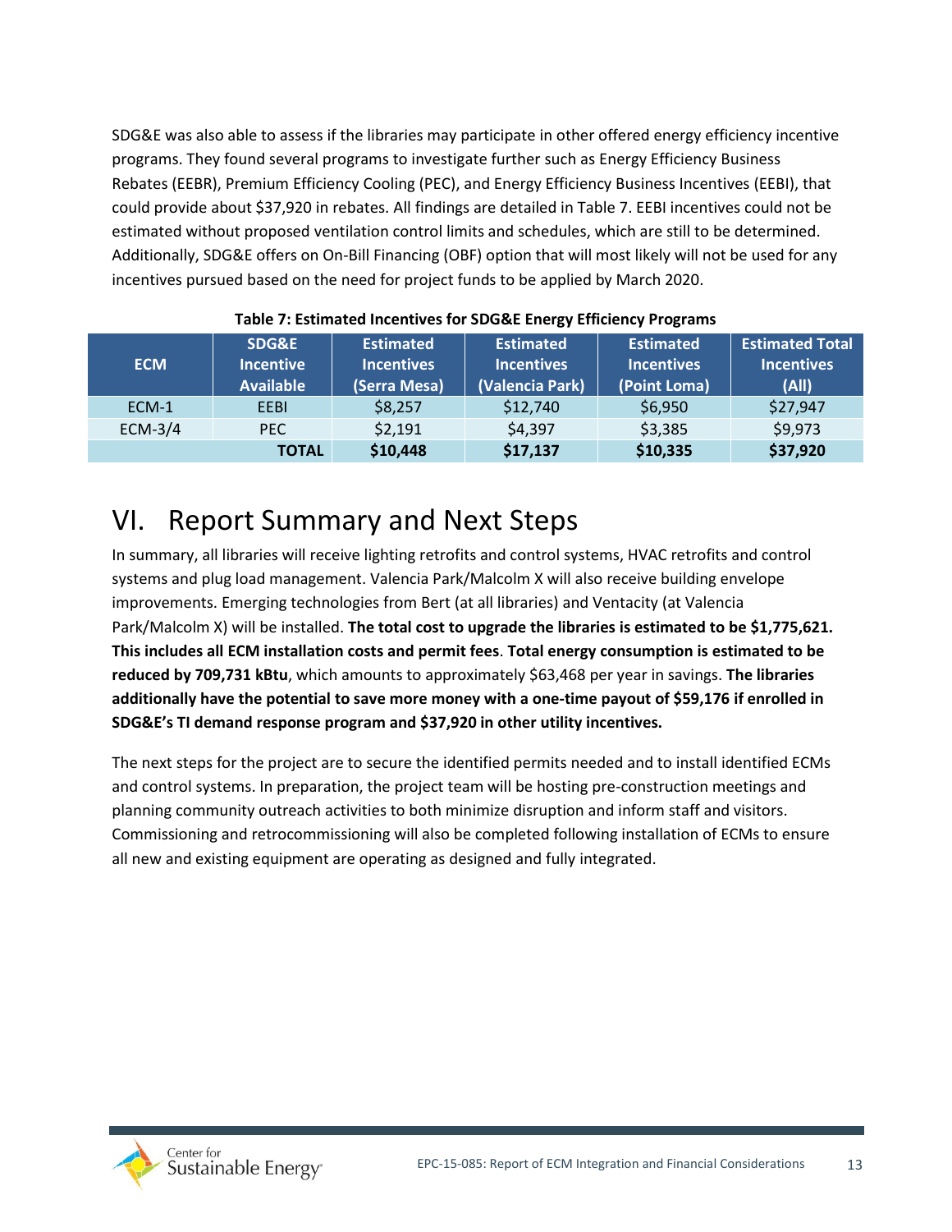SDG&E was also able to assess if the libraries may participate in other offered energy efficiency incentive programs. They found several programs to investigate further such as Energy Efficiency Business Rebates (EEBR), Premium Efficiency Cooling (PEC), and Energy Efficiency Business Incentives (EEBI), that could provide about $37,920 in rebates. All findings are detailed in Table 7. EEBI incentives could not be estimated without proposed ventilation control limits and schedules, which are still to be determined. Additionally, SDG&E offers on On-Bill Financing (OBF) option that will most likely will not be used for any incentives pursued based on the need for project funds to be applied by March 2020.

**Table 7: Estimated Incentives for SDG&E Energy Efficiency Programs**

| ECM | SDG&E Incentive Available | Estimated Incentives (Serra Mesa) | Estimated Incentives (Valencia Park) | Estimated Incentives (Point Loma) | Estimated Total Incentives (All) |
|---|---|---|---|---|---|
| ECM-1 | EEBI | $8,257 | $12,740 | $6,950 | $27,947 |
| ECM-3/4 | PEC | $2,191 | $4,397 | $3,385 | $9,973 |
| | **TOTAL** | **$10,448** | **$17,137** | **$10,335** | **$37,920** |

# VI. Report Summary and Next Steps

In summary, all libraries will receive lighting retrofits and control systems, HVAC retrofits and control systems and plug load management. Valencia Park/Malcolm X will also receive building envelope improvements. Emerging technologies from Bert (at all libraries) and Ventacity (at Valencia Park/Malcolm X) will be installed. **The total cost to upgrade the libraries is estimated to be $1,775,621. This includes all ECM installation costs and permit fees**. **Total energy consumption is estimated to be reduced by 709,731 kBtu**, which amounts to approximately $63,468 per year in savings. **The libraries additionally have the potential to save more money with a one-time payout of $59,176 if enrolled in SDG&E's TI demand response program and $37,920 in other utility incentives.**

The next steps for the project are to secure the identified permits needed and to install identified ECMs and control systems. In preparation, the project team will be hosting pre-construction meetings and planning community outreach activities to both minimize disruption and inform staff and visitors. Commissioning and retrocommissioning will also be completed following installation of ECMs to ensure all new and existing equipment are operating as designed and fully integrated.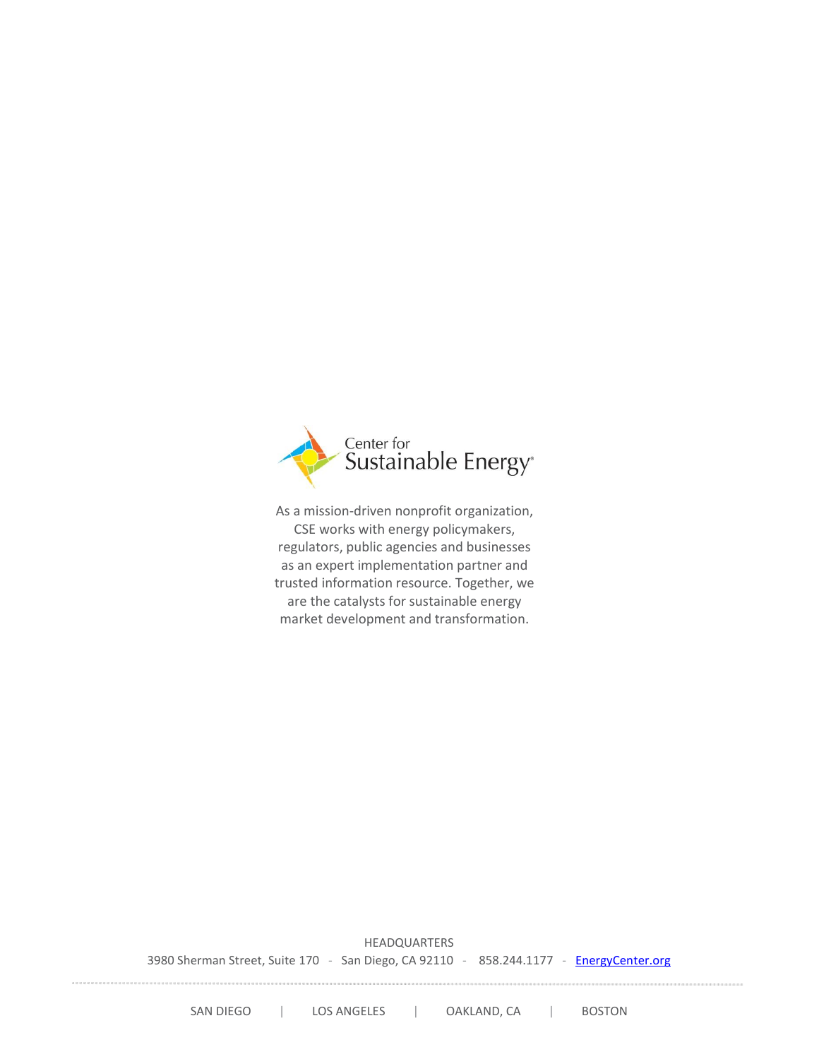Center for
Sustainable Energy®

As a mission-driven nonprofit organization, CSE works with energy policymakers, regulators, public agencies and businesses as an expert implementation partner and trusted information resource. Together, we are the catalysts for sustainable energy market development and transformation.

HEADQUARTERS

3980 Sherman Street, Suite 170 - San Diego, CA 92110 - 858.244.1177 - EnergyCenter.org

SAN DIEGO | LOS ANGELES | OAKLAND, CA | BOSTON